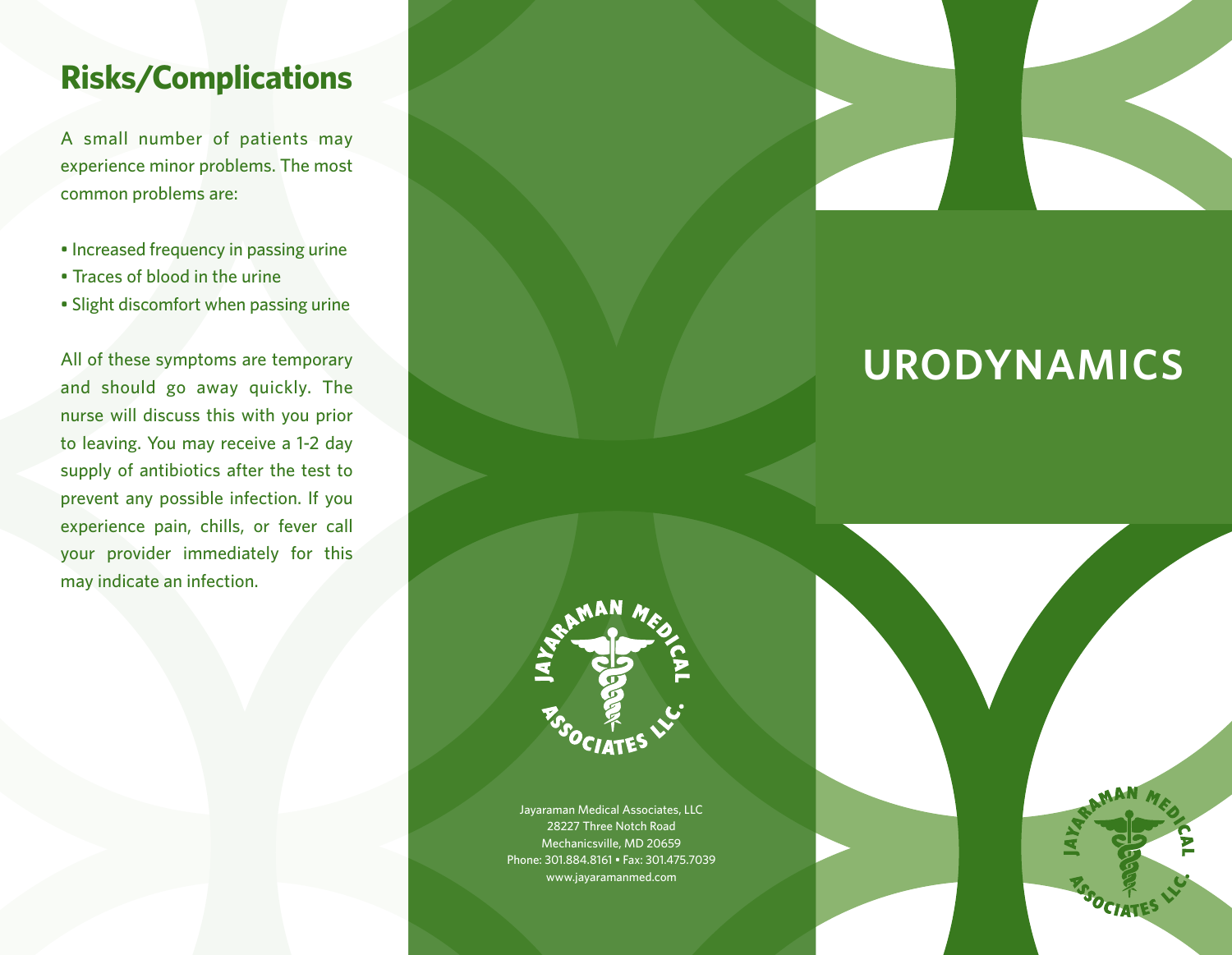## Risks/Complications

A small number of patients may experience minor problems. The most common problems are:

- Increased frequency in passing urine
- Traces of blood in the urine
- Slight discomfort when passing urine

All of these symptoms are temporary and should go away quickly. The nurse will discuss this with you prior to leaving. You may receive a 1-2 day supply of antibiotics after the test to prevent any possible infection. If you experience pain, chills, or fever call your provider immediately for this may indicate an infection.

JAYARAMAN MEDICAL ASSOCIATES LLC.

Jayaraman Medical Associates, LLC
28227 Three Notch Road
Mechanicsville, MD 20659
Phone: 301.884.8161 • Fax: 301.475.7039
www.jayaramanmed.com

# URODYNAMICS

JAYARAMAN MEDICAL ASSOCIATES LLC.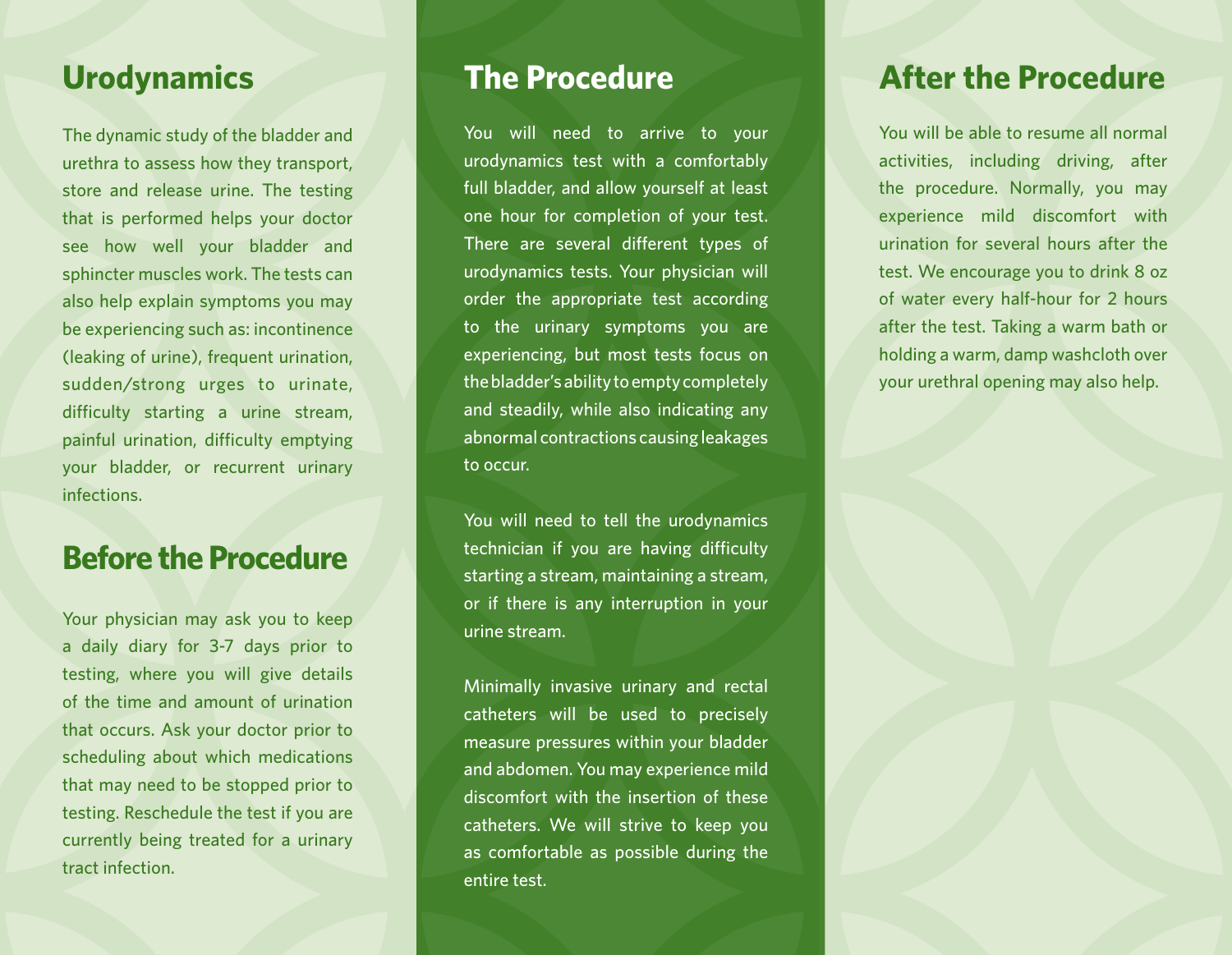## Urodynamics

The dynamic study of the bladder and urethra to assess how they transport, store and release urine. The testing that is performed helps your doctor see how well your bladder and sphincter muscles work. The tests can also help explain symptoms you may be experiencing such as: incontinence (leaking of urine), frequent urination, sudden/strong urges to urinate, difficulty starting a urine stream, painful urination, difficulty emptying your bladder, or recurrent urinary infections.

## Before the Procedure

Your physician may ask you to keep a daily diary for 3-7 days prior to testing, where you will give details of the time and amount of urination that occurs. Ask your doctor prior to scheduling about which medications that may need to be stopped prior to testing. Reschedule the test if you are currently being treated for a urinary tract infection.

## The Procedure

You will need to arrive to your urodynamics test with a comfortably full bladder, and allow yourself at least one hour for completion of your test. There are several different types of urodynamics tests. Your physician will order the appropriate test according to the urinary symptoms you are experiencing, but most tests focus on the bladder's ability to empty completely and steadily, while also indicating any abnormal contractions causing leakages to occur.

You will need to tell the urodynamics technician if you are having difficulty starting a stream, maintaining a stream, or if there is any interruption in your urine stream.

Minimally invasive urinary and rectal catheters will be used to precisely measure pressures within your bladder and abdomen. You may experience mild discomfort with the insertion of these catheters. We will strive to keep you as comfortable as possible during the entire test.

## After the Procedure

You will be able to resume all normal activities, including driving, after the procedure. Normally, you may experience mild discomfort with urination for several hours after the test. We encourage you to drink 8 oz of water every half-hour for 2 hours after the test. Taking a warm bath or holding a warm, damp washcloth over your urethral opening may also help.